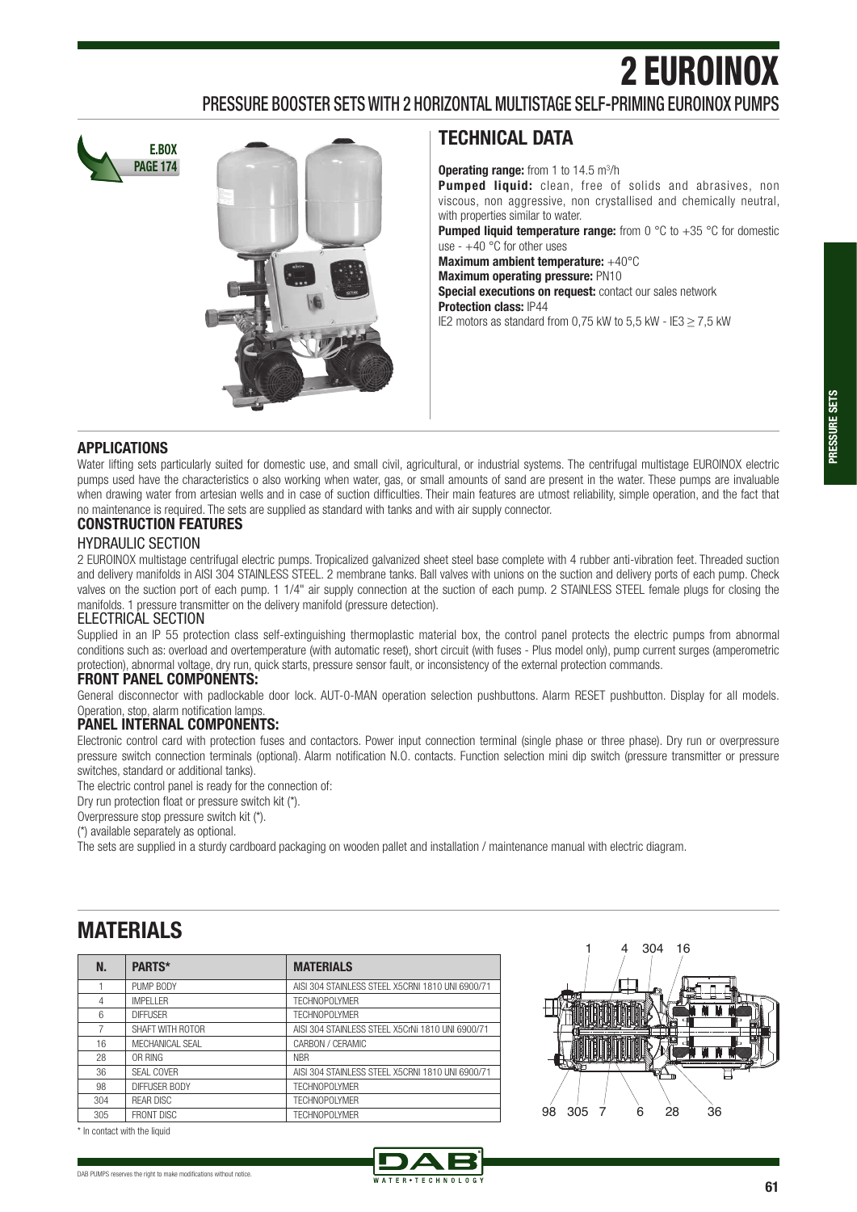# 2 EUROINOX

## PRESSURE BOOSTER SETS WITH 2 HORIZONTAL MULTISTAGE SELF-PRIMING EUROINOX PUMPS

E.BOX PAGE 174

## TECHNICAL DATA

**Operating range:** from 1 to 14.5 m³/h

**Pumped liquid:** clean, free of solids and abrasives, non viscous, non aggressive, non crystallised and chemically neutral, with properties similar to water.

**Pumped liquid temperature range:** from 0 °C to +35 °C for domestic use - +40 °C for other uses

**Maximum ambient temperature:** +40°C

**Maximum operating pressure:** PN10

**Special executions on request:** contact our sales network

**Protection class:** IP44

IE2 motors as standard from 0,75 kW to 5,5 kW - IE3 ≥ 7,5 kW

### APPLICATIONS

Water lifting sets particularly suited for domestic use, and small civil, agricultural, or industrial systems. The centrifugal multistage EUROINOX electric pumps used have the characteristics o also working when water, gas, or small amounts of sand are present in the water. These pumps are invaluable when drawing water from artesian wells and in case of suction difficulties. Their main features are utmost reliability, simple operation, and the fact that no maintenance is required. The sets are supplied as standard with tanks and with air supply connector.

### CONSTRUCTION FEATURES

#### HYDRAULIC SECTION

2 EUROINOX multistage centrifugal electric pumps. Tropicalized galvanized sheet steel base complete with 4 rubber anti-vibration feet. Threaded suction and delivery manifolds in AISI 304 STAINLESS STEEL. 2 membrane tanks. Ball valves with unions on the suction and delivery ports of each pump. Check valves on the suction port of each pump. 1 1/4" air supply connection at the suction of each pump. 2 STAINLESS STEEL female plugs for closing the manifolds. 1 pressure transmitter on the delivery manifold (pressure detection).

#### ELECTRICAL SECTION

Supplied in an IP 55 protection class self-extinguishing thermoplastic material box, the control panel protects the electric pumps from abnormal conditions such as: overload and overtemperature (with automatic reset), short circuit (with fuses - Plus model only), pump current surges (amperometric protection), abnormal voltage, dry run, quick starts, pressure sensor fault, or inconsistency of the external protection commands.

### FRONT PANEL COMPONENTS:

General disconnector with padlockable door lock. AUT-0-MAN operation selection pushbuttons. Alarm RESET pushbutton. Display for all models. Operation, stop, alarm notification lamps.

### PANEL INTERNAL COMPONENTS:

Electronic control card with protection fuses and contactors. Power input connection terminal (single phase or three phase). Dry run or overpressure pressure switch connection terminals (optional). Alarm notification N.O. contacts. Function selection mini dip switch (pressure transmitter or pressure switches, standard or additional tanks).

The electric control panel is ready for the connection of:

Dry run protection float or pressure switch kit (*).

Overpressure stop pressure switch kit (*).

(*) available separately as optional.

The sets are supplied in a sturdy cardboard packaging on wooden pallet and installation / maintenance manual with electric diagram.

## MATERIALS

| N. | PARTS* | MATERIALS |
|---|---|---|
| 1 | PUMP BODY | AISI 304 STAINLESS STEEL X5CRNI 1810 UNI 6900/71 |
| 4 | IMPELLER | TECHNOPOLYMER |
| 6 | DIFFUSER | TECHNOPOLYMER |
| 7 | SHAFT WITH ROTOR | AISI 304 STAINLESS STEEL X5CrNi 1810 UNI 6900/71 |
| 16 | MECHANICAL SEAL | CARBON / CERAMIC |
| 28 | OR RING | NBR |
| 36 | SEAL COVER | AISI 304 STAINLESS STEEL X5CRNI 1810 UNI 6900/71 |
| 98 | DIFFUSER BODY | TECHNOPOLYMER |
| 304 | REAR DISC | TECHNOPOLYMER |
| 305 | FRONT DISC | TECHNOPOLYMER |

\* In contact with the liquid

DAB PUMPS reserves the right to make modifications without notice.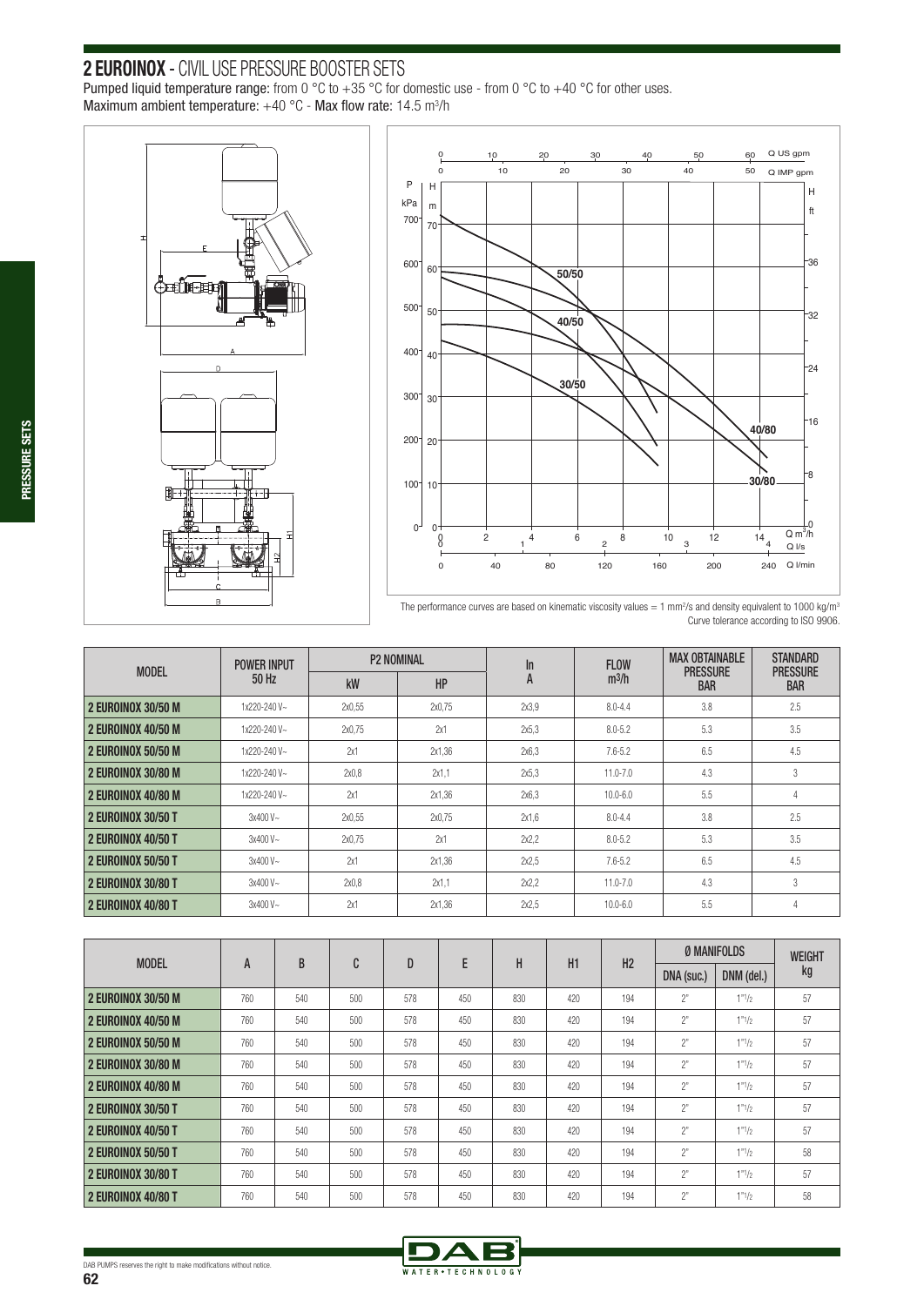## 2 EUROINOX - CIVIL USE PRESSURE BOOSTER SETS

**Pumped liquid temperature range:** from 0 °C to +35 °C for domestic use - from 0 °C to +40 °C for other uses.
**Maximum ambient temperature:** +40 °C - **Max flow rate:** 14.5 $m^3/h$

H
E
A
D
H1
H2
C
B

Q US gpm
Q IMP gpm
P kPa
H m
H ft
50/50
40/50
30/50
40/80
30/80
Q $m^3/h$
Q l/s
Q l/min

The performance curves are based on kinematic viscosity values = 1 $mm^2/s$ and density equivalent to 1000 $kg/m^3$
Curve tolerance according to ISO 9906.

| MODEL | POWER INPUT 50 Hz | P2 NOMINAL | | In A | FLOW $m^3/h$ | MAX OBTAINABLE PRESSURE BAR | STANDARD PRESSURE BAR |
|---|---|---|---|---|---|---|---|
| | | kW | HP | | | | |
| **2 EUROINOX 30/50 M** | 1x220-240 V~ | 2x0,55 | 2x0,75 | 2x3,9 | 8.0-4.4 | 3.8 | 2.5 |
| **2 EUROINOX 40/50 M** | 1x220-240 V~ | 2x0,75 | 2x1 | 2x5,3 | 8.0-5.2 | 5.3 | 3.5 |
| **2 EUROINOX 50/50 M** | 1x220-240 V~ | 2x1 | 2x1,36 | 2x6,3 | 7.6-5.2 | 6.5 | 4.5 |
| **2 EUROINOX 30/80 M** | 1x220-240 V~ | 2x0,8 | 2x1,1 | 2x5,3 | 11.0-7.0 | 4.3 | 3 |
| **2 EUROINOX 40/80 M** | 1x220-240 V~ | 2x1 | 2x1,36 | 2x6,3 | 10.0-6.0 | 5.5 | 4 |
| **2 EUROINOX 30/50 T** | 3x400 V~ | 2x0,55 | 2x0,75 | 2x1,6 | 8.0-4.4 | 3.8 | 2.5 |
| **2 EUROINOX 40/50 T** | 3x400 V~ | 2x0,75 | 2x1 | 2x2,2 | 8.0-5.2 | 5.3 | 3.5 |
| **2 EUROINOX 50/50 T** | 3x400 V~ | 2x1 | 2x1,36 | 2x2,5 | 7.6-5.2 | 6.5 | 4.5 |
| **2 EUROINOX 30/80 T** | 3x400 V~ | 2x0,8 | 2x1,1 | 2x2,2 | 11.0-7.0 | 4.3 | 3 |
| **2 EUROINOX 40/80 T** | 3x400 V~ | 2x1 | 2x1,36 | 2x2,5 | 10.0-6.0 | 5.5 | 4 |

| MODEL | A | B | C | D | E | H | H1 | H2 | Ø MANIFOLDS | | WEIGHT kg |
|---|---|---|---|---|---|---|---|---|---|---|---|
| | | | | | | | | | DNA (suc.) | DNM (del.) | |
| **2 EUROINOX 30/50 M** | 760 | 540 | 500 | 578 | 450 | 830 | 420 | 194 | 2" | 1"1/2 | 57 |
| **2 EUROINOX 40/50 M** | 760 | 540 | 500 | 578 | 450 | 830 | 420 | 194 | 2" | 1"1/2 | 57 |
| **2 EUROINOX 50/50 M** | 760 | 540 | 500 | 578 | 450 | 830 | 420 | 194 | 2" | 1"1/2 | 57 |
| **2 EUROINOX 30/80 M** | 760 | 540 | 500 | 578 | 450 | 830 | 420 | 194 | 2" | 1"1/2 | 57 |
| **2 EUROINOX 40/80 M** | 760 | 540 | 500 | 578 | 450 | 830 | 420 | 194 | 2" | 1"1/2 | 57 |
| **2 EUROINOX 30/50 T** | 760 | 540 | 500 | 578 | 450 | 830 | 420 | 194 | 2" | 1"1/2 | 57 |
| **2 EUROINOX 40/50 T** | 760 | 540 | 500 | 578 | 450 | 830 | 420 | 194 | 2" | 1"1/2 | 57 |
| **2 EUROINOX 50/50 T** | 760 | 540 | 500 | 578 | 450 | 830 | 420 | 194 | 2" | 1"1/2 | 58 |
| **2 EUROINOX 30/80 T** | 760 | 540 | 500 | 578 | 450 | 830 | 420 | 194 | 2" | 1"1/2 | 57 |
| **2 EUROINOX 40/80 T** | 760 | 540 | 500 | 578 | 450 | 830 | 420 | 194 | 2" | 1"1/2 | 58 |

DAB PUMPS reserves the right to make modifications without notice.